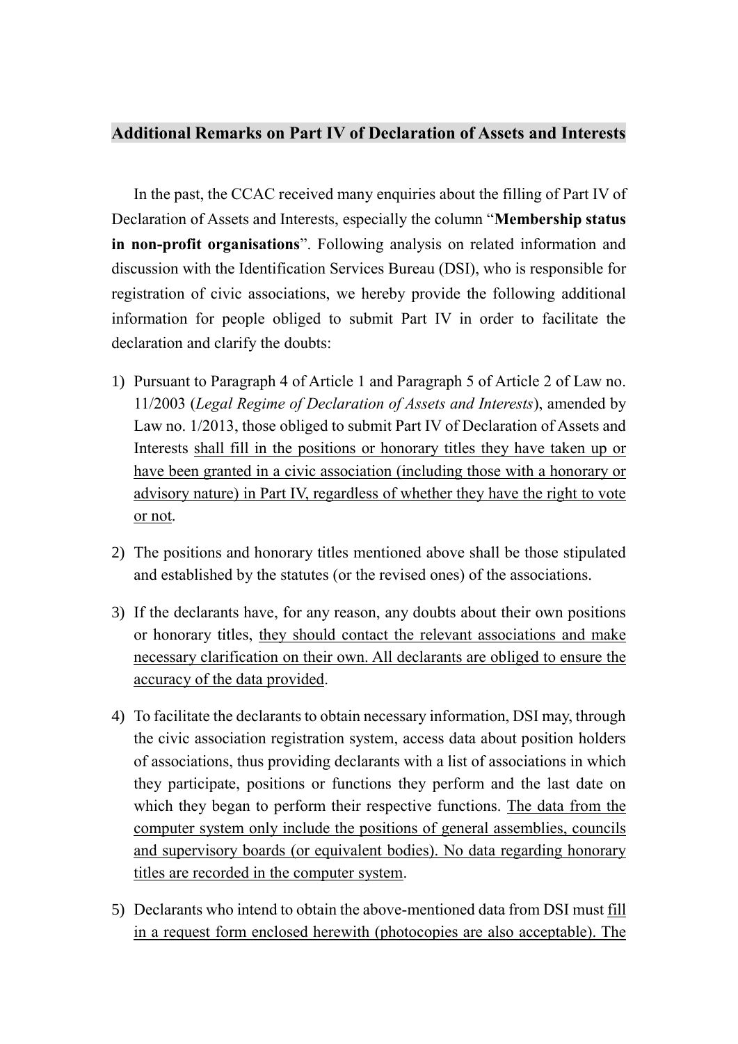## Additional Remarks on Part IV of Declaration of Assets and Interests

In the past, the CCAC received many enquiries about the filling of Part IV of Declaration of Assets and Interests, especially the column "**Membership status in non-profit organisations**". Following analysis on related information and discussion with the Identification Services Bureau (DSI), who is responsible for registration of civic associations, we hereby provide the following additional information for people obliged to submit Part IV in order to facilitate the declaration and clarify the doubts:

1) Pursuant to Paragraph 4 of Article 1 and Paragraph 5 of Article 2 of Law no. 11/2003 (*Legal Regime of Declaration of Assets and Interests*), amended by Law no. 1/2013, those obliged to submit Part IV of Declaration of Assets and Interests shall fill in the positions or honorary titles they have taken up or have been granted in a civic association (including those with a honorary or advisory nature) in Part IV, regardless of whether they have the right to vote or not.

2) The positions and honorary titles mentioned above shall be those stipulated and established by the statutes (or the revised ones) of the associations.

3) If the declarants have, for any reason, any doubts about their own positions or honorary titles, they should contact the relevant associations and make necessary clarification on their own. All declarants are obliged to ensure the accuracy of the data provided.

4) To facilitate the declarants to obtain necessary information, DSI may, through the civic association registration system, access data about position holders of associations, thus providing declarants with a list of associations in which they participate, positions or functions they perform and the last date on which they began to perform their respective functions. The data from the computer system only include the positions of general assemblies, councils and supervisory boards (or equivalent bodies). No data regarding honorary titles are recorded in the computer system.

5) Declarants who intend to obtain the above-mentioned data from DSI must fill in a request form enclosed herewith (photocopies are also acceptable). The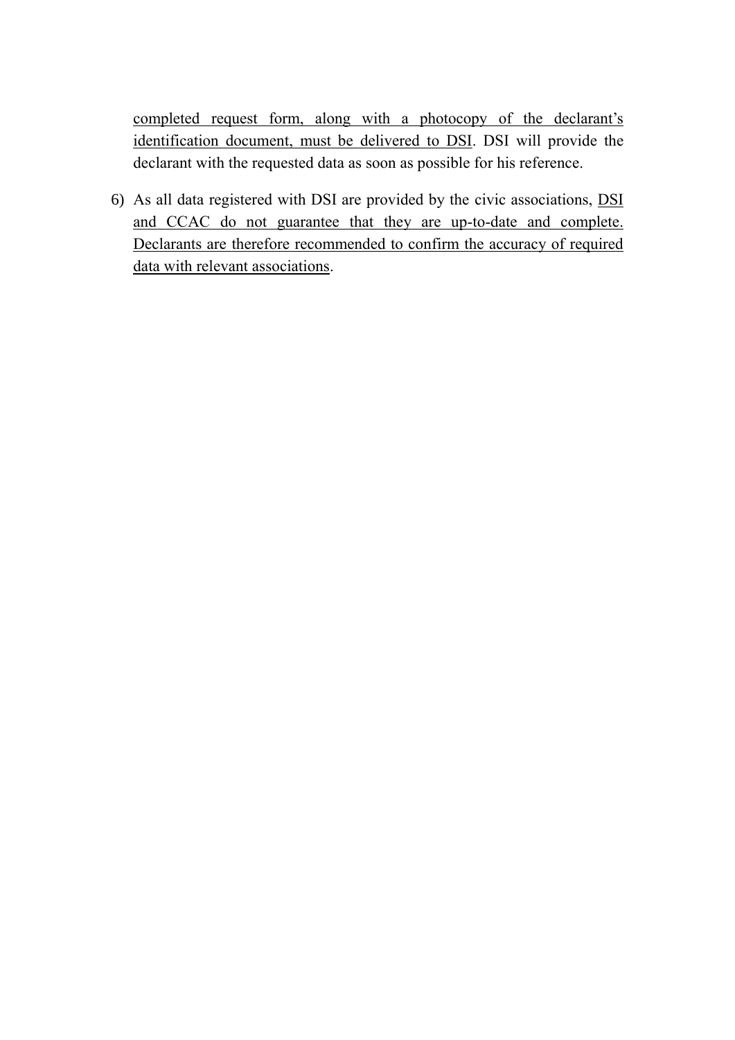completed request form, along with a photocopy of the declarant's identification document, must be delivered to DSI. DSI will provide the declarant with the requested data as soon as possible for his reference.

6) As all data registered with DSI are provided by the civic associations, DSI and CCAC do not guarantee that they are up-to-date and complete. Declarants are therefore recommended to confirm the accuracy of required data with relevant associations.